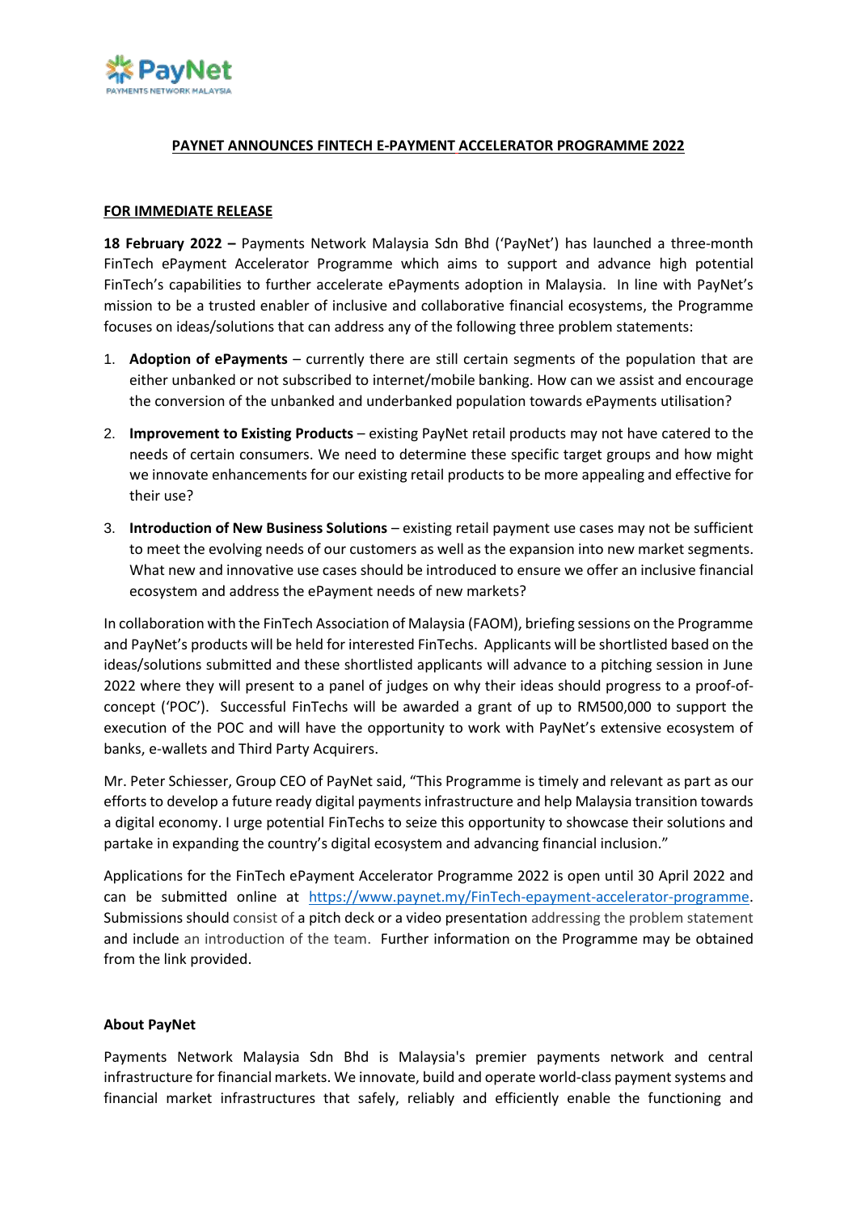# PAYNET ANNOUNCES FINTECH E-PAYMENT ACCELERATOR PROGRAMME 2022

**FOR IMMEDIATE RELEASE**

**18 February 2022 –** Payments Network Malaysia Sdn Bhd ('PayNet') has launched a three-month FinTech ePayment Accelerator Programme which aims to support and advance high potential FinTech's capabilities to further accelerate ePayments adoption in Malaysia. In line with PayNet's mission to be a trusted enabler of inclusive and collaborative financial ecosystems, the Programme focuses on ideas/solutions that can address any of the following three problem statements:

1. **Adoption of ePayments** – currently there are still certain segments of the population that are either unbanked or not subscribed to internet/mobile banking. How can we assist and encourage the conversion of the unbanked and underbanked population towards ePayments utilisation?
2. **Improvement to Existing Products** – existing PayNet retail products may not have catered to the needs of certain consumers. We need to determine these specific target groups and how might we innovate enhancements for our existing retail products to be more appealing and effective for their use?
3. **Introduction of New Business Solutions** – existing retail payment use cases may not be sufficient to meet the evolving needs of our customers as well as the expansion into new market segments. What new and innovative use cases should be introduced to ensure we offer an inclusive financial ecosystem and address the ePayment needs of new markets?

In collaboration with the FinTech Association of Malaysia (FAOM), briefing sessions on the Programme and PayNet's products will be held for interested FinTechs. Applicants will be shortlisted based on the ideas/solutions submitted and these shortlisted applicants will advance to a pitching session in June 2022 where they will present to a panel of judges on why their ideas should progress to a proof-of-concept ('POC'). Successful FinTechs will be awarded a grant of up to RM500,000 to support the execution of the POC and will have the opportunity to work with PayNet's extensive ecosystem of banks, e-wallets and Third Party Acquirers.

Mr. Peter Schiesser, Group CEO of PayNet said, "This Programme is timely and relevant as part as our efforts to develop a future ready digital payments infrastructure and help Malaysia transition towards a digital economy. I urge potential FinTechs to seize this opportunity to showcase their solutions and partake in expanding the country's digital ecosystem and advancing financial inclusion."

Applications for the FinTech ePayment Accelerator Programme 2022 is open until 30 April 2022 and can be submitted online at https://www.paynet.my/FinTech-epayment-accelerator-programme. Submissions should consist of a pitch deck or a video presentation addressing the problem statement and include an introduction of the team. Further information on the Programme may be obtained from the link provided.

**About PayNet**

Payments Network Malaysia Sdn Bhd is Malaysia's premier payments network and central infrastructure for financial markets. We innovate, build and operate world-class payment systems and financial market infrastructures that safely, reliably and efficiently enable the functioning and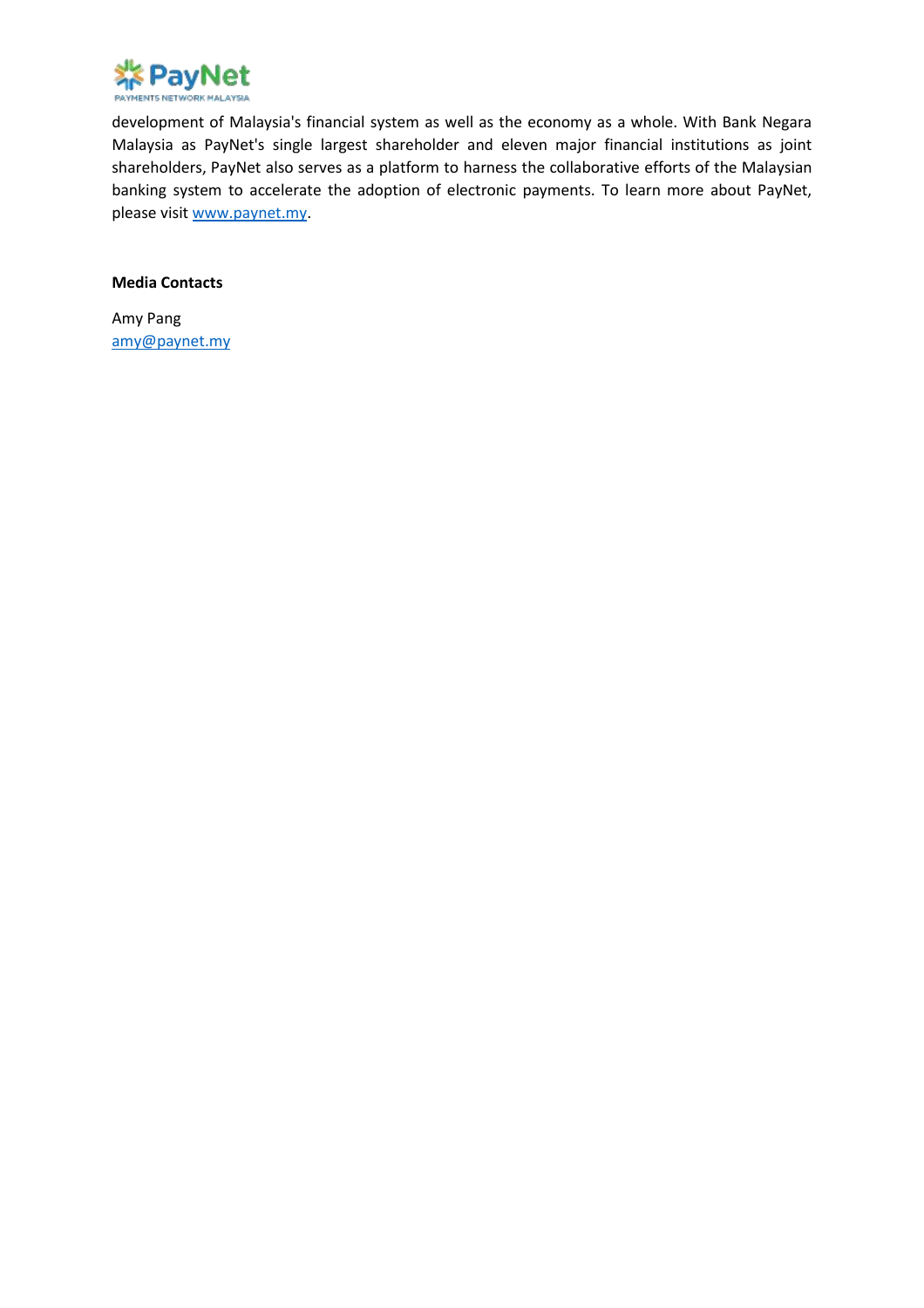development of Malaysia's financial system as well as the economy as a whole. With Bank Negara Malaysia as PayNet's single largest shareholder and eleven major financial institutions as joint shareholders, PayNet also serves as a platform to harness the collaborative efforts of the Malaysian banking system to accelerate the adoption of electronic payments. To learn more about PayNet, please visit www.paynet.my.

**Media Contacts**

Amy Pang
amy@paynet.my